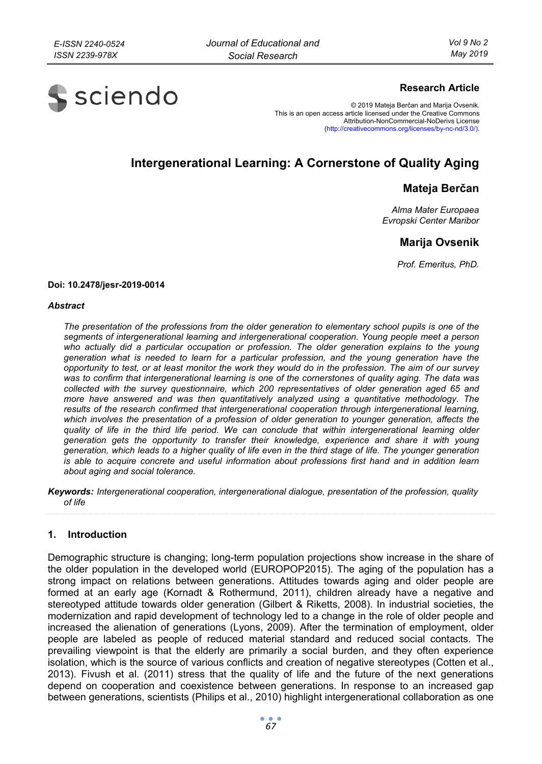**Research Article**

© 2019 Mateja Berčan and Marija Ovsenik.
This is an open access article licensed under the Creative Commons Attribution-NonCommercial-NoDerivs License (http://creativecommons.org/licenses/by-nc-nd/3.0/).

# Intergenerational Learning: A Cornerstone of Quality Aging

## Mateja Berčan

*Alma Mater Europaea*
*Evropski Center Maribor*

## Marija Ovsenik

*Prof. Emeritus, PhD.*

**Doi: 10.2478/jesr-2019-0014**

***Abstract***

*The presentation of the professions from the older generation to elementary school pupils is one of the segments of intergenerational learning and intergenerational cooperation. Young people meet a person who actually did a particular occupation or profession. The older generation explains to the young generation what is needed to learn for a particular profession, and the young generation have the opportunity to test, or at least monitor the work they would do in the profession. The aim of our survey was to confirm that intergenerational learning is one of the cornerstones of quality aging. The data was collected with the survey questionnaire, which 200 representatives of older generation aged 65 and more have answered and was then quantitatively analyzed using a quantitative methodology. The results of the research confirmed that intergenerational cooperation through intergenerational learning, which involves the presentation of a profession of older generation to younger generation, affects the quality of life in the third life period. We can conclude that within intergenerational learning older generation gets the opportunity to transfer their knowledge, experience and share it with young generation, which leads to a higher quality of life even in the third stage of life. The younger generation is able to acquire concrete and useful information about professions first hand and in addition learn about aging and social tolerance.*

***Keywords:*** *Intergenerational cooperation, intergenerational dialogue, presentation of the profession, quality of life*

## 1. Introduction

Demographic structure is changing; long-term population projections show increase in the share of the older population in the developed world (EUROPOP2015). The aging of the population has a strong impact on relations between generations. Attitudes towards aging and older people are formed at an early age (Kornadt & Rothermund, 2011), children already have a negative and stereotyped attitude towards older generation (Gilbert & Riketts, 2008). In industrial societies, the modernization and rapid development of technology led to a change in the role of older people and increased the alienation of generations (Lyons, 2009). After the termination of employment, older people are labeled as people of reduced material standard and reduced social contacts. The prevailing viewpoint is that the elderly are primarily a social burden, and they often experience isolation, which is the source of various conflicts and creation of negative stereotypes (Cotten et al., 2013). Fivush et al. (2011) stress that the quality of life and the future of the next generations depend on cooperation and coexistence between generations. In response to an increased gap between generations, scientists (Philips et al., 2010) highlight intergenerational collaboration as one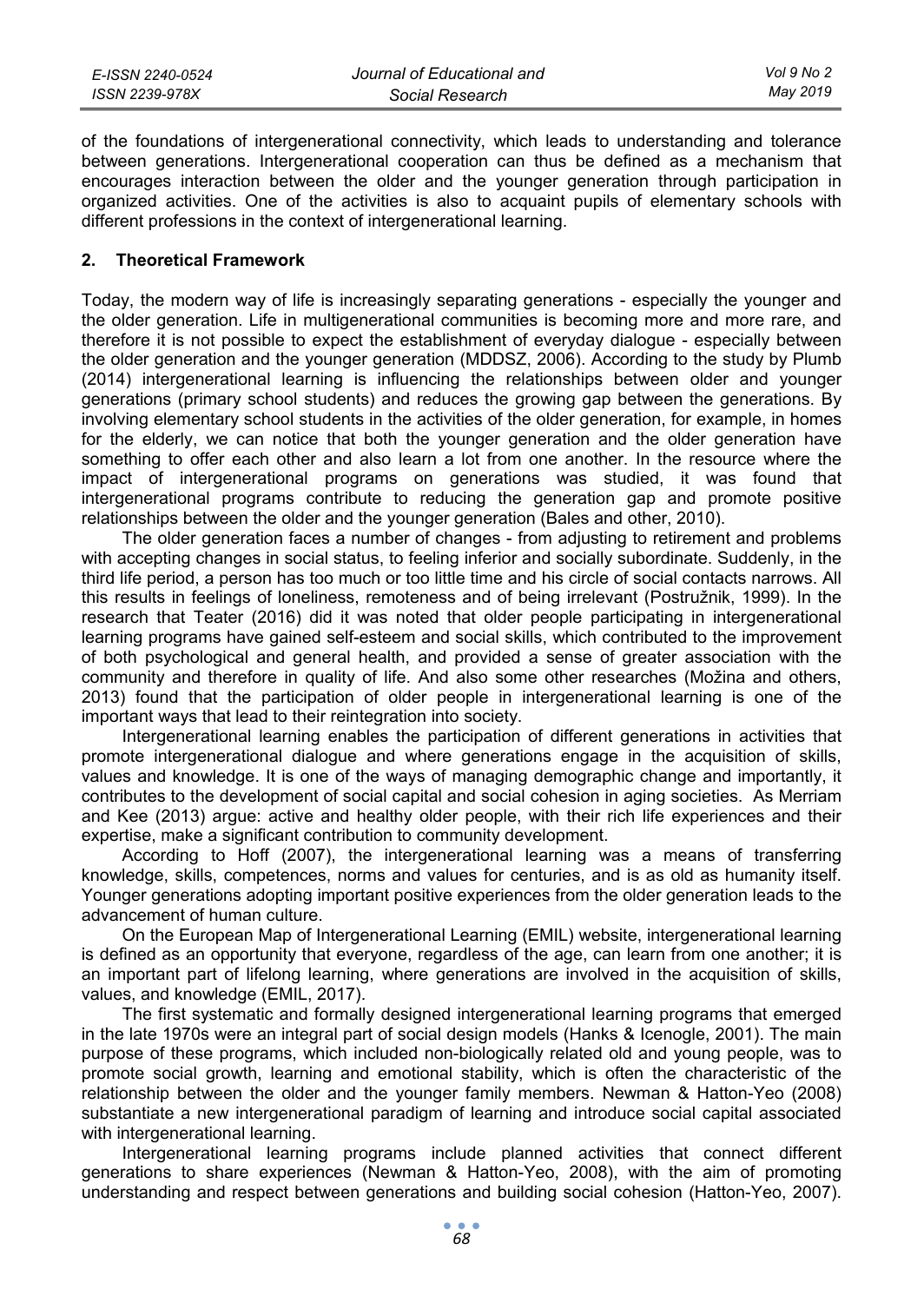of the foundations of intergenerational connectivity, which leads to understanding and tolerance between generations. Intergenerational cooperation can thus be defined as a mechanism that encourages interaction between the older and the younger generation through participation in organized activities. One of the activities is also to acquaint pupils of elementary schools with different professions in the context of intergenerational learning.

## 2. Theoretical Framework

Today, the modern way of life is increasingly separating generations - especially the younger and the older generation. Life in multigenerational communities is becoming more and more rare, and therefore it is not possible to expect the establishment of everyday dialogue - especially between the older generation and the younger generation (MDDSZ, 2006). According to the study by Plumb (2014) intergenerational learning is influencing the relationships between older and younger generations (primary school students) and reduces the growing gap between the generations. By involving elementary school students in the activities of the older generation, for example, in homes for the elderly, we can notice that both the younger generation and the older generation have something to offer each other and also learn a lot from one another. In the resource where the impact of intergenerational programs on generations was studied, it was found that intergenerational programs contribute to reducing the generation gap and promote positive relationships between the older and the younger generation (Bales and other, 2010).

The older generation faces a number of changes - from adjusting to retirement and problems with accepting changes in social status, to feeling inferior and socially subordinate. Suddenly, in the third life period, a person has too much or too little time and his circle of social contacts narrows. All this results in feelings of loneliness, remoteness and of being irrelevant (Postružnik, 1999). In the research that Teater (2016) did it was noted that older people participating in intergenerational learning programs have gained self-esteem and social skills, which contributed to the improvement of both psychological and general health, and provided a sense of greater association with the community and therefore in quality of life. And also some other researches (Možina and others, 2013) found that the participation of older people in intergenerational learning is one of the important ways that lead to their reintegration into society.

Intergenerational learning enables the participation of different generations in activities that promote intergenerational dialogue and where generations engage in the acquisition of skills, values and knowledge. It is one of the ways of managing demographic change and importantly, it contributes to the development of social capital and social cohesion in aging societies. As Merriam and Kee (2013) argue: active and healthy older people, with their rich life experiences and their expertise, make a significant contribution to community development.

According to Hoff (2007), the intergenerational learning was a means of transferring knowledge, skills, competences, norms and values for centuries, and is as old as humanity itself. Younger generations adopting important positive experiences from the older generation leads to the advancement of human culture.

On the European Map of Intergenerational Learning (EMIL) website, intergenerational learning is defined as an opportunity that everyone, regardless of the age, can learn from one another; it is an important part of lifelong learning, where generations are involved in the acquisition of skills, values, and knowledge (EMIL, 2017).

The first systematic and formally designed intergenerational learning programs that emerged in the late 1970s were an integral part of social design models (Hanks & Icenogle, 2001). The main purpose of these programs, which included non-biologically related old and young people, was to promote social growth, learning and emotional stability, which is often the characteristic of the relationship between the older and the younger family members. Newman & Hatton-Yeo (2008) substantiate a new intergenerational paradigm of learning and introduce social capital associated with intergenerational learning.

Intergenerational learning programs include planned activities that connect different generations to share experiences (Newman & Hatton-Yeo, 2008), with the aim of promoting understanding and respect between generations and building social cohesion (Hatton-Yeo, 2007).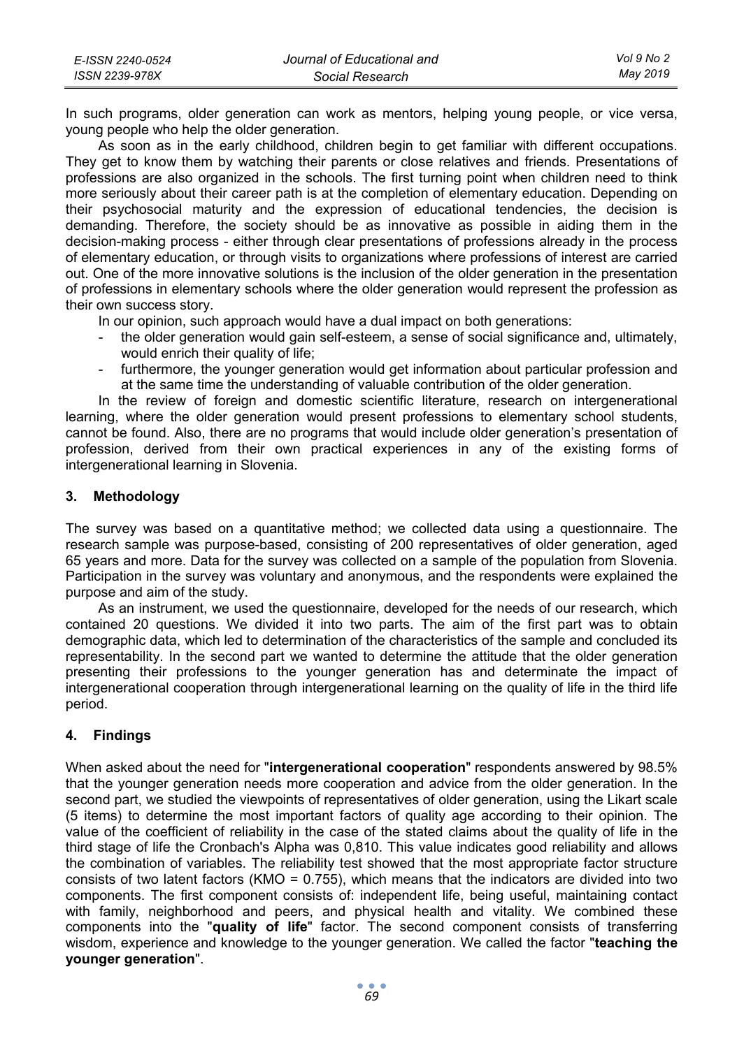In such programs, older generation can work as mentors, helping young people, or vice versa, young people who help the older generation.

As soon as in the early childhood, children begin to get familiar with different occupations. They get to know them by watching their parents or close relatives and friends. Presentations of professions are also organized in the schools. The first turning point when children need to think more seriously about their career path is at the completion of elementary education. Depending on their psychosocial maturity and the expression of educational tendencies, the decision is demanding. Therefore, the society should be as innovative as possible in aiding them in the decision-making process - either through clear presentations of professions already in the process of elementary education, or through visits to organizations where professions of interest are carried out. One of the more innovative solutions is the inclusion of the older generation in the presentation of professions in elementary schools where the older generation would represent the profession as their own success story.

In our opinion, such approach would have a dual impact on both generations:

- the older generation would gain self-esteem, a sense of social significance and, ultimately, would enrich their quality of life;
- furthermore, the younger generation would get information about particular profession and at the same time the understanding of valuable contribution of the older generation.

In the review of foreign and domestic scientific literature, research on intergenerational learning, where the older generation would present professions to elementary school students, cannot be found. Also, there are no programs that would include older generation's presentation of profession, derived from their own practical experiences in any of the existing forms of intergenerational learning in Slovenia.

## 3. Methodology

The survey was based on a quantitative method; we collected data using a questionnaire. The research sample was purpose-based, consisting of 200 representatives of older generation, aged 65 years and more. Data for the survey was collected on a sample of the population from Slovenia. Participation in the survey was voluntary and anonymous, and the respondents were explained the purpose and aim of the study.

As an instrument, we used the questionnaire, developed for the needs of our research, which contained 20 questions. We divided it into two parts. The aim of the first part was to obtain demographic data, which led to determination of the characteristics of the sample and concluded its representability. In the second part we wanted to determine the attitude that the older generation presenting their professions to the younger generation has and determinate the impact of intergenerational cooperation through intergenerational learning on the quality of life in the third life period.

## 4. Findings

When asked about the need for "**intergenerational cooperation**" respondents answered by 98.5% that the younger generation needs more cooperation and advice from the older generation. In the second part, we studied the viewpoints of representatives of older generation, using the Likart scale (5 items) to determine the most important factors of quality age according to their opinion. The value of the coefficient of reliability in the case of the stated claims about the quality of life in the third stage of life the Cronbach's Alpha was 0,810. This value indicates good reliability and allows the combination of variables. The reliability test showed that the most appropriate factor structure consists of two latent factors (KMO = 0.755), which means that the indicators are divided into two components. The first component consists of: independent life, being useful, maintaining contact with family, neighborhood and peers, and physical health and vitality. We combined these components into the "**quality of life**" factor. The second component consists of transferring wisdom, experience and knowledge to the younger generation. We called the factor "**teaching the younger generation**".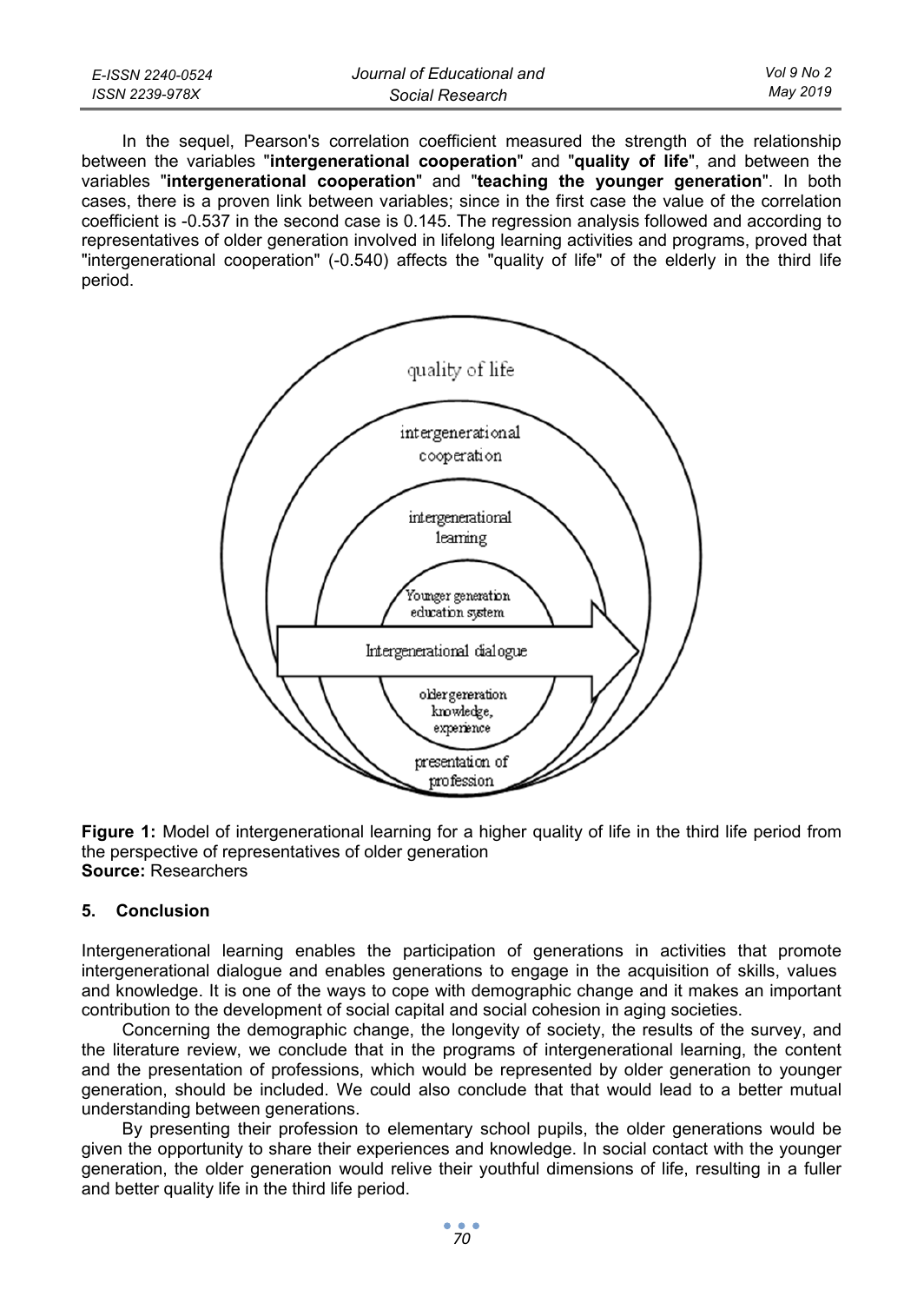In the sequel, Pearson's correlation coefficient measured the strength of the relationship between the variables "**intergenerational cooperation**" and "**quality of life**", and between the variables "**intergenerational cooperation**" and "**teaching the younger generation**". In both cases, there is a proven link between variables; since in the first case the value of the correlation coefficient is -0.537 in the second case is 0.145. The regression analysis followed and according to representatives of older generation involved in lifelong learning activities and programs, proved that "intergenerational cooperation" (-0.540) affects the "quality of life" of the elderly in the third life period.

**Figure 1:** Model of intergenerational learning for a higher quality of life in the third life period from the perspective of representatives of older generation
**Source:** Researchers

## 5. Conclusion

Intergenerational learning enables the participation of generations in activities that promote intergenerational dialogue and enables generations to engage in the acquisition of skills, values and knowledge. It is one of the ways to cope with demographic change and it makes an important contribution to the development of social capital and social cohesion in aging societies.

Concerning the demographic change, the longevity of society, the results of the survey, and the literature review, we conclude that in the programs of intergenerational learning, the content and the presentation of professions, which would be represented by older generation to younger generation, should be included. We could also conclude that that would lead to a better mutual understanding between generations.

By presenting their profession to elementary school pupils, the older generations would be given the opportunity to share their experiences and knowledge. In social contact with the younger generation, the older generation would relive their youthful dimensions of life, resulting in a fuller and better quality life in the third life period.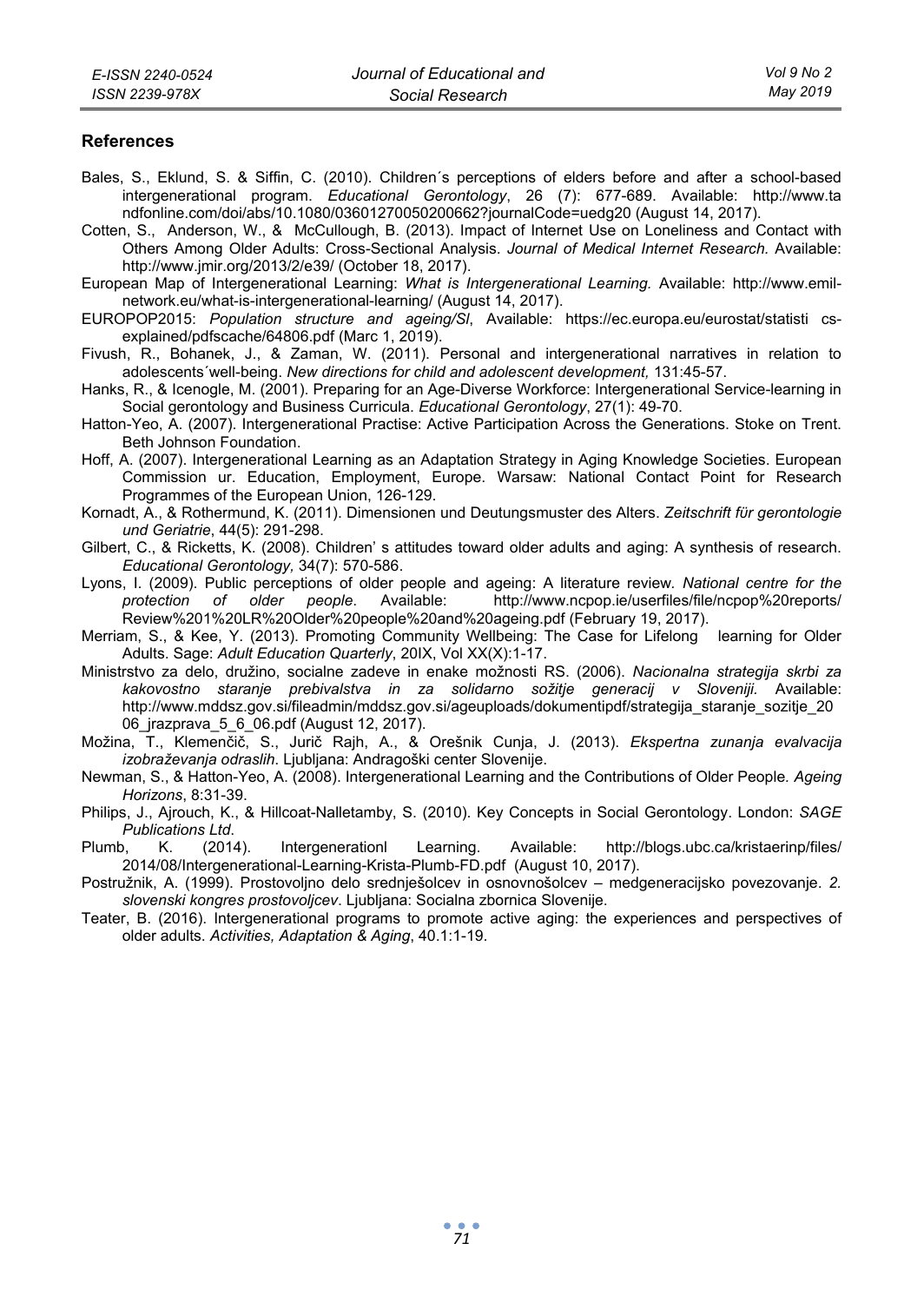## References

Bales, S., Eklund, S. & Siffin, C. (2010). Children´s perceptions of elders before and after a school-based intergenerational program. *Educational Gerontology*, 26 (7): 677-689. Available: http://www.tandfonline.com/doi/abs/10.1080/03601270050200662?journalCode=uedg20 (August 14, 2017).

Cotten, S., Anderson, W., & McCullough, B. (2013). Impact of Internet Use on Loneliness and Contact with Others Among Older Adults: Cross-Sectional Analysis. *Journal of Medical Internet Research.* Available: http://www.jmir.org/2013/2/e39/ (October 18, 2017).

European Map of Intergenerational Learning: *What is Intergenerational Learning.* Available: http://www.emil-network.eu/what-is-intergenerational-learning/ (August 14, 2017).

EUROPOP2015: *Population structure and ageing/Sl*, Available: https://ec.europa.eu/eurostat/statisti cs-explained/pdfscache/64806.pdf (Marc 1, 2019).

Fivush, R., Bohanek, J., & Zaman, W. (2011). Personal and intergenerational narratives in relation to adolescents´well-being. *New directions for child and adolescent development,* 131:45-57.

Hanks, R., & Icenogle, M. (2001). Preparing for an Age-Diverse Workforce: Intergenerational Service-learning in Social gerontology and Business Curricula. *Educational Gerontology*, 27(1): 49-70.

Hatton-Yeo, A. (2007). Intergenerational Practise: Active Participation Across the Generations. Stoke on Trent. Beth Johnson Foundation.

Hoff, A. (2007). Intergenerational Learning as an Adaptation Strategy in Aging Knowledge Societies. European Commission ur. Education, Employment, Europe. Warsaw: National Contact Point for Research Programmes of the European Union, 126-129.

Kornadt, A., & Rothermund, K. (2011). Dimensionen und Deutungsmuster des Alters. *Zeitschrift für gerontologie und Geriatrie*, 44(5): 291-298.

Gilbert, C., & Ricketts, K. (2008). Children' s attitudes toward older adults and aging: A synthesis of research. *Educational Gerontology,* 34(7): 570-586.

Lyons, I. (2009). Public perceptions of older people and ageing: A literature review. *National centre for the protection of older people*. Available: http://www.ncpop.ie/userfiles/file/ncpop%20reports/Review%201%20LR%20Older%20people%20and%20ageing.pdf (February 19, 2017).

Merriam, S., & Kee, Y. (2013). Promoting Community Wellbeing: The Case for Lifelong learning for Older Adults. Sage: *Adult Education Quarterly*, 20IX, Vol XX(X):1-17.

Ministrstvo za delo, družino, socialne zadeve in enake možnosti RS. (2006). *Nacionalna strategija skrbi za kakovostno staranje prebivalstva in za solidarno sožitje generacij v Sloveniji.* Available: http://www.mddsz.gov.si/fileadmin/mddsz.gov.si/ageuploads/dokumentipdf/strategija_staranje_sozitje_2006_jrazprava_5_6_06.pdf (August 12, 2017).

Možina, T., Klemenčič, S., Jurič Rajh, A., & Orešnik Cunja, J. (2013). *Ekspertna zunanja evalvacija izobraževanja odraslih*. Ljubljana: Andragoški center Slovenije.

Newman, S., & Hatton-Yeo, A. (2008). Intergenerational Learning and the Contributions of Older People. *Ageing Horizons*, 8:31-39.

Philips, J., Ajrouch, K., & Hillcoat-Nalletamby, S. (2010). Key Concepts in Social Gerontology. London: *SAGE Publications Ltd.*

Plumb, K. (2014). Intergenerationl Learning. Available: http://blogs.ubc.ca/kristaerinp/files/2014/08/Intergenerational-Learning-Krista-Plumb-FD.pdf (August 10, 2017).

Postružnik, A. (1999). Prostovoljno delo srednješolcev in osnovnošolcev – medgeneracijsko povezovanje. *2. slovenski kongres prostovoljcev*. Ljubljana: Socialna zbornica Slovenije.

Teater, B. (2016). Intergenerational programs to promote active aging: the experiences and perspectives of older adults. *Activities, Adaptation & Aging*, 40.1:1-19.